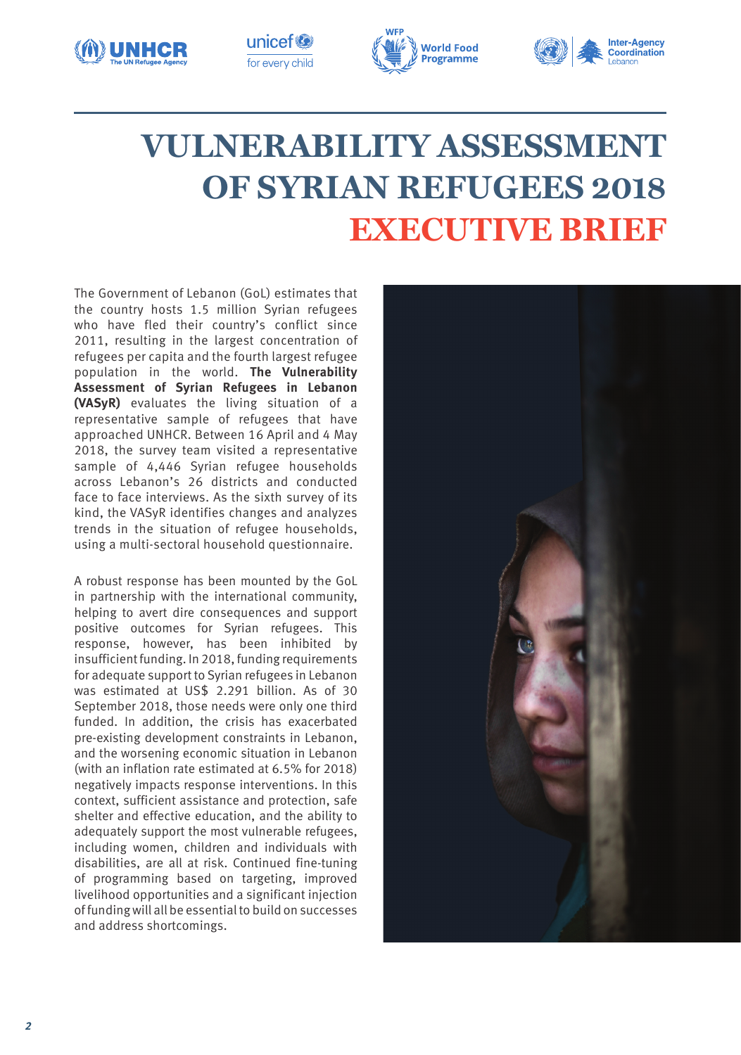# VULNERABILITY ASSESSMENT OF SYRIAN REFUGEES 2018

# EXECUTIVE BRIEF

The Government of Lebanon (GoL) estimates that the country hosts 1.5 million Syrian refugees who have fled their country's conflict since 2011, resulting in the largest concentration of refugees per capita and the fourth largest refugee population in the world. **The Vulnerability Assessment of Syrian Refugees in Lebanon (VASyR)** evaluates the living situation of a representative sample of refugees that have approached UNHCR. Between 16 April and 4 May 2018, the survey team visited a representative sample of 4,446 Syrian refugee households across Lebanon's 26 districts and conducted face to face interviews. As the sixth survey of its kind, the VASyR identifies changes and analyzes trends in the situation of refugee households, using a multi-sectoral household questionnaire.

A robust response has been mounted by the GoL in partnership with the international community, helping to avert dire consequences and support positive outcomes for Syrian refugees. This response, however, has been inhibited by insufficient funding. In 2018, funding requirements for adequate support to Syrian refugees in Lebanon was estimated at US$ 2.291 billion. As of 30 September 2018, those needs were only one third funded. In addition, the crisis has exacerbated pre-existing development constraints in Lebanon, and the worsening economic situation in Lebanon (with an inflation rate estimated at 6.5% for 2018) negatively impacts response interventions. In this context, sufficient assistance and protection, safe shelter and effective education, and the ability to adequately support the most vulnerable refugees, including women, children and individuals with disabilities, are all at risk. Continued fine-tuning of programming based on targeting, improved livelihood opportunities and a significant injection of funding will all be essential to build on successes and address shortcomings.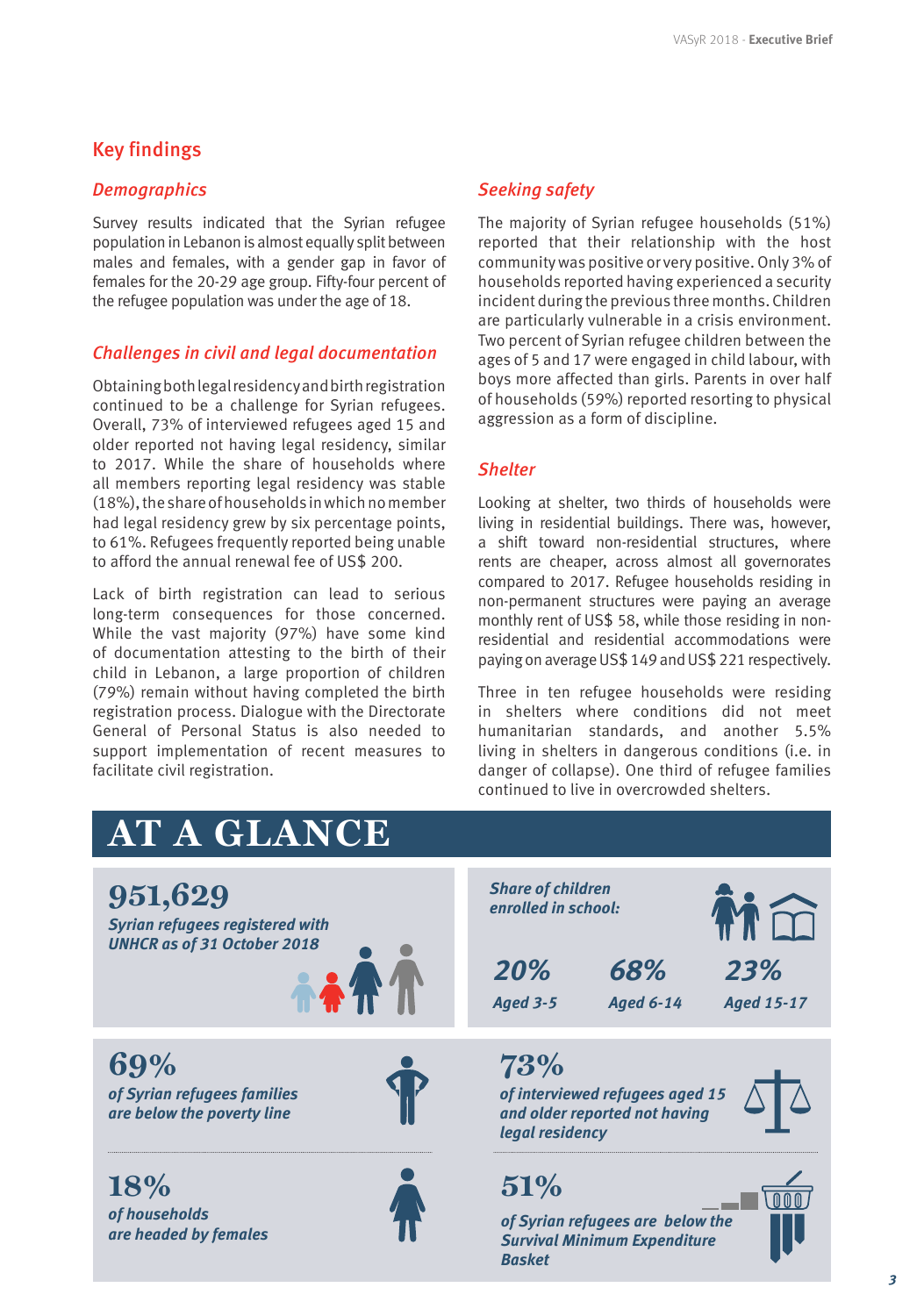## Key findings

### *Demographics*

Survey results indicated that the Syrian refugee population in Lebanon is almost equally split between males and females, with a gender gap in favor of females for the 20-29 age group. Fifty-four percent of the refugee population was under the age of 18.

### *Challenges in civil and legal documentation*

Obtaining both legal residency and birth registration continued to be a challenge for Syrian refugees. Overall, 73% of interviewed refugees aged 15 and older reported not having legal residency, similar to 2017. While the share of households where all members reporting legal residency was stable (18%), the share of households in which no member had legal residency grew by six percentage points, to 61%. Refugees frequently reported being unable to afford the annual renewal fee of US$ 200.

Lack of birth registration can lead to serious long-term consequences for those concerned. While the vast majority (97%) have some kind of documentation attesting to the birth of their child in Lebanon, a large proportion of children (79%) remain without having completed the birth registration process. Dialogue with the Directorate General of Personal Status is also needed to support implementation of recent measures to facilitate civil registration.

### *Seeking safety*

The majority of Syrian refugee households (51%) reported that their relationship with the host community was positive or very positive. Only 3% of households reported having experienced a security incident during the previous three months. Children are particularly vulnerable in a crisis environment. Two percent of Syrian refugee children between the ages of 5 and 17 were engaged in child labour, with boys more affected than girls. Parents in over half of households (59%) reported resorting to physical aggression as a form of discipline.

### *Shelter*

Looking at shelter, two thirds of households were living in residential buildings. There was, however, a shift toward non-residential structures, where rents are cheaper, across almost all governorates compared to 2017. Refugee households residing in non-permanent structures were paying an average monthly rent of US$ 58, while those residing in non-residential and residential accommodations were paying on average US$ 149 and US$ 221 respectively.

Three in ten refugee households were residing in shelters where conditions did not meet humanitarian standards, and another 5.5% living in shelters in dangerous conditions (i.e. in danger of collapse). One third of refugee families continued to live in overcrowded shelters.

## AT A GLANCE

**951,629**
*Syrian refugees registered with UNHCR as of 31 October 2018*

*Share of children enrolled in school:*

| **20%** | **68%** | **23%** |
|---|---|---|
| *Aged 3-5* | *Aged 6-14* | *Aged 15-17* |

**69%**
*of Syrian refugees families are below the poverty line*

**73%**
*of interviewed refugees aged 15 and older reported not having legal residency*

**18%**
*of households are headed by females*

**51%**
*of Syrian refugees are below the Survival Minimum Expenditure Basket*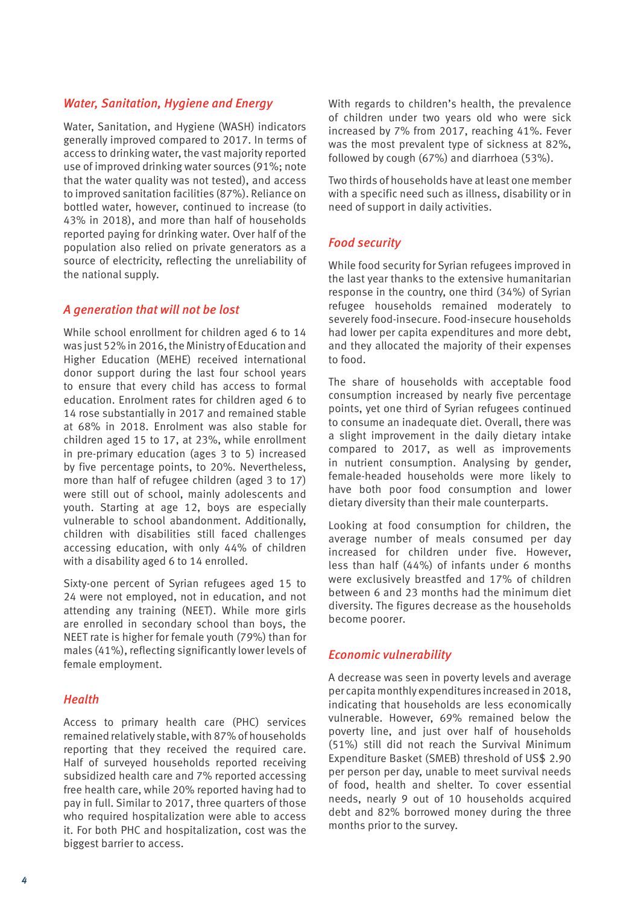### *Water, Sanitation, Hygiene and Energy*

Water, Sanitation, and Hygiene (WASH) indicators generally improved compared to 2017. In terms of access to drinking water, the vast majority reported use of improved drinking water sources (91%; note that the water quality was not tested), and access to improved sanitation facilities (87%). Reliance on bottled water, however, continued to increase (to 43% in 2018), and more than half of households reported paying for drinking water. Over half of the population also relied on private generators as a source of electricity, reflecting the unreliability of the national supply.

### *A generation that will not be lost*

While school enrollment for children aged 6 to 14 was just 52% in 2016, the Ministry of Education and Higher Education (MEHE) received international donor support during the last four school years to ensure that every child has access to formal education. Enrolment rates for children aged 6 to 14 rose substantially in 2017 and remained stable at 68% in 2018. Enrolment was also stable for children aged 15 to 17, at 23%, while enrollment in pre-primary education (ages 3 to 5) increased by five percentage points, to 20%. Nevertheless, more than half of refugee children (aged 3 to 17) were still out of school, mainly adolescents and youth. Starting at age 12, boys are especially vulnerable to school abandonment. Additionally, children with disabilities still faced challenges accessing education, with only 44% of children with a disability aged 6 to 14 enrolled.

Sixty-one percent of Syrian refugees aged 15 to 24 were not employed, not in education, and not attending any training (NEET). While more girls are enrolled in secondary school than boys, the NEET rate is higher for female youth (79%) than for males (41%), reflecting significantly lower levels of female employment.

### *Health*

Access to primary health care (PHC) services remained relatively stable, with 87% of households reporting that they received the required care. Half of surveyed households reported receiving subsidized health care and 7% reported accessing free health care, while 20% reported having had to pay in full. Similar to 2017, three quarters of those who required hospitalization were able to access it. For both PHC and hospitalization, cost was the biggest barrier to access.

With regards to children's health, the prevalence of children under two years old who were sick increased by 7% from 2017, reaching 41%. Fever was the most prevalent type of sickness at 82%, followed by cough (67%) and diarrhoea (53%).

Two thirds of households have at least one member with a specific need such as illness, disability or in need of support in daily activities.

### *Food security*

While food security for Syrian refugees improved in the last year thanks to the extensive humanitarian response in the country, one third (34%) of Syrian refugee households remained moderately to severely food-insecure. Food-insecure households had lower per capita expenditures and more debt, and they allocated the majority of their expenses to food.

The share of households with acceptable food consumption increased by nearly five percentage points, yet one third of Syrian refugees continued to consume an inadequate diet. Overall, there was a slight improvement in the daily dietary intake compared to 2017, as well as improvements in nutrient consumption. Analysing by gender, female-headed households were more likely to have both poor food consumption and lower dietary diversity than their male counterparts.

Looking at food consumption for children, the average number of meals consumed per day increased for children under five. However, less than half (44%) of infants under 6 months were exclusively breastfed and 17% of children between 6 and 23 months had the minimum diet diversity. The figures decrease as the households become poorer.

### *Economic vulnerability*

A decrease was seen in poverty levels and average per capita monthly expenditures increased in 2018, indicating that households are less economically vulnerable. However, 69% remained below the poverty line, and just over half of households (51%) still did not reach the Survival Minimum Expenditure Basket (SMEB) threshold of US$ 2.90 per person per day, unable to meet survival needs of food, health and shelter. To cover essential needs, nearly 9 out of 10 households acquired debt and 82% borrowed money during the three months prior to the survey.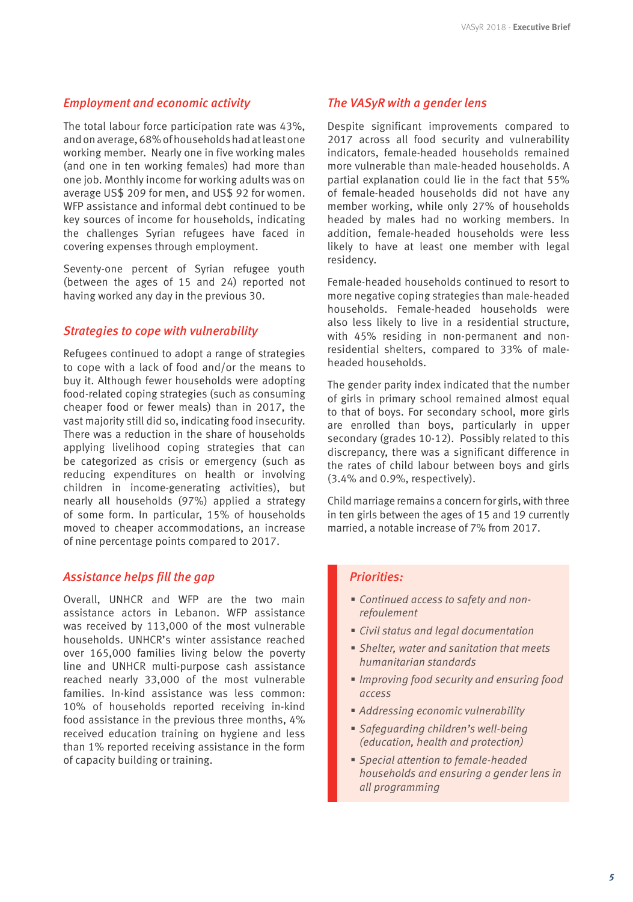### *Employment and economic activity*

The total labour force participation rate was 43%, and on average, 68% of households had at least one working member. Nearly one in five working males (and one in ten working females) had more than one job. Monthly income for working adults was on average US$ 209 for men, and US$ 92 for women. WFP assistance and informal debt continued to be key sources of income for households, indicating the challenges Syrian refugees have faced in covering expenses through employment.

Seventy-one percent of Syrian refugee youth (between the ages of 15 and 24) reported not having worked any day in the previous 30.

### *Strategies to cope with vulnerability*

Refugees continued to adopt a range of strategies to cope with a lack of food and/or the means to buy it. Although fewer households were adopting food-related coping strategies (such as consuming cheaper food or fewer meals) than in 2017, the vast majority still did so, indicating food insecurity. There was a reduction in the share of households applying livelihood coping strategies that can be categorized as crisis or emergency (such as reducing expenditures on health or involving children in income-generating activities), but nearly all households (97%) applied a strategy of some form. In particular, 15% of households moved to cheaper accommodations, an increase of nine percentage points compared to 2017.

### *Assistance helps fill the gap*

Overall, UNHCR and WFP are the two main assistance actors in Lebanon. WFP assistance was received by 113,000 of the most vulnerable households. UNHCR's winter assistance reached over 165,000 families living below the poverty line and UNHCR multi-purpose cash assistance reached nearly 33,000 of the most vulnerable families. In-kind assistance was less common: 10% of households reported receiving in-kind food assistance in the previous three months, 4% received education training on hygiene and less than 1% reported receiving assistance in the form of capacity building or training.

### *The VASyR with a gender lens*

Despite significant improvements compared to 2017 across all food security and vulnerability indicators, female-headed households remained more vulnerable than male-headed households. A partial explanation could lie in the fact that 55% of female-headed households did not have any member working, while only 27% of households headed by males had no working members. In addition, female-headed households were less likely to have at least one member with legal residency.

Female-headed households continued to resort to more negative coping strategies than male-headed households. Female-headed households were also less likely to live in a residential structure, with 45% residing in non-permanent and non-residential shelters, compared to 33% of male-headed households.

The gender parity index indicated that the number of girls in primary school remained almost equal to that of boys. For secondary school, more girls are enrolled than boys, particularly in upper secondary (grades 10-12). Possibly related to this discrepancy, there was a significant difference in the rates of child labour between boys and girls (3.4% and 0.9%, respectively).

Child marriage remains a concern for girls, with three in ten girls between the ages of 15 and 19 currently married, a notable increase of 7% from 2017.

### *Priorities:*

- *Continued access to safety and non-refoulement*
- *Civil status and legal documentation*
- *Shelter, water and sanitation that meets humanitarian standards*
- *Improving food security and ensuring food access*
- *Addressing economic vulnerability*
- *Safeguarding children's well-being (education, health and protection)*
- *Special attention to female-headed households and ensuring a gender lens in all programming*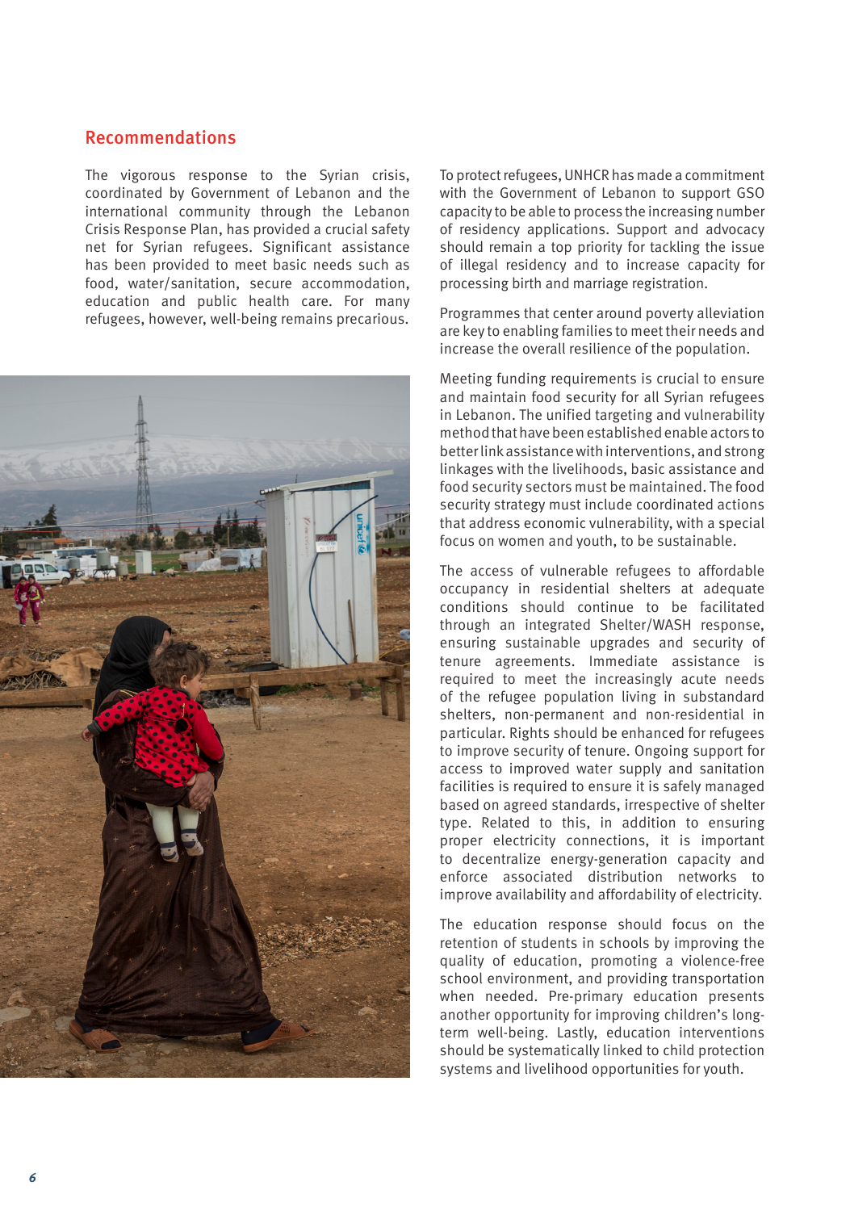## Recommendations

The vigorous response to the Syrian crisis, coordinated by Government of Lebanon and the international community through the Lebanon Crisis Response Plan, has provided a crucial safety net for Syrian refugees. Significant assistance has been provided to meet basic needs such as food, water/sanitation, secure accommodation, education and public health care. For many refugees, however, well-being remains precarious.

To protect refugees, UNHCR has made a commitment with the Government of Lebanon to support GSO capacity to be able to process the increasing number of residency applications. Support and advocacy should remain a top priority for tackling the issue of illegal residency and to increase capacity for processing birth and marriage registration.

Programmes that center around poverty alleviation are key to enabling families to meet their needs and increase the overall resilience of the population.

Meeting funding requirements is crucial to ensure and maintain food security for all Syrian refugees in Lebanon. The unified targeting and vulnerability method that have been established enable actors to better link assistance with interventions, and strong linkages with the livelihoods, basic assistance and food security sectors must be maintained. The food security strategy must include coordinated actions that address economic vulnerability, with a special focus on women and youth, to be sustainable.

The access of vulnerable refugees to affordable occupancy in residential shelters at adequate conditions should continue to be facilitated through an integrated Shelter/WASH response, ensuring sustainable upgrades and security of tenure agreements. Immediate assistance is required to meet the increasingly acute needs of the refugee population living in substandard shelters, non-permanent and non-residential in particular. Rights should be enhanced for refugees to improve security of tenure. Ongoing support for access to improved water supply and sanitation facilities is required to ensure it is safely managed based on agreed standards, irrespective of shelter type. Related to this, in addition to ensuring proper electricity connections, it is important to decentralize energy-generation capacity and enforce associated distribution networks to improve availability and affordability of electricity.

The education response should focus on the retention of students in schools by improving the quality of education, promoting a violence-free school environment, and providing transportation when needed. Pre-primary education presents another opportunity for improving children's long-term well-being. Lastly, education interventions should be systematically linked to child protection systems and livelihood opportunities for youth.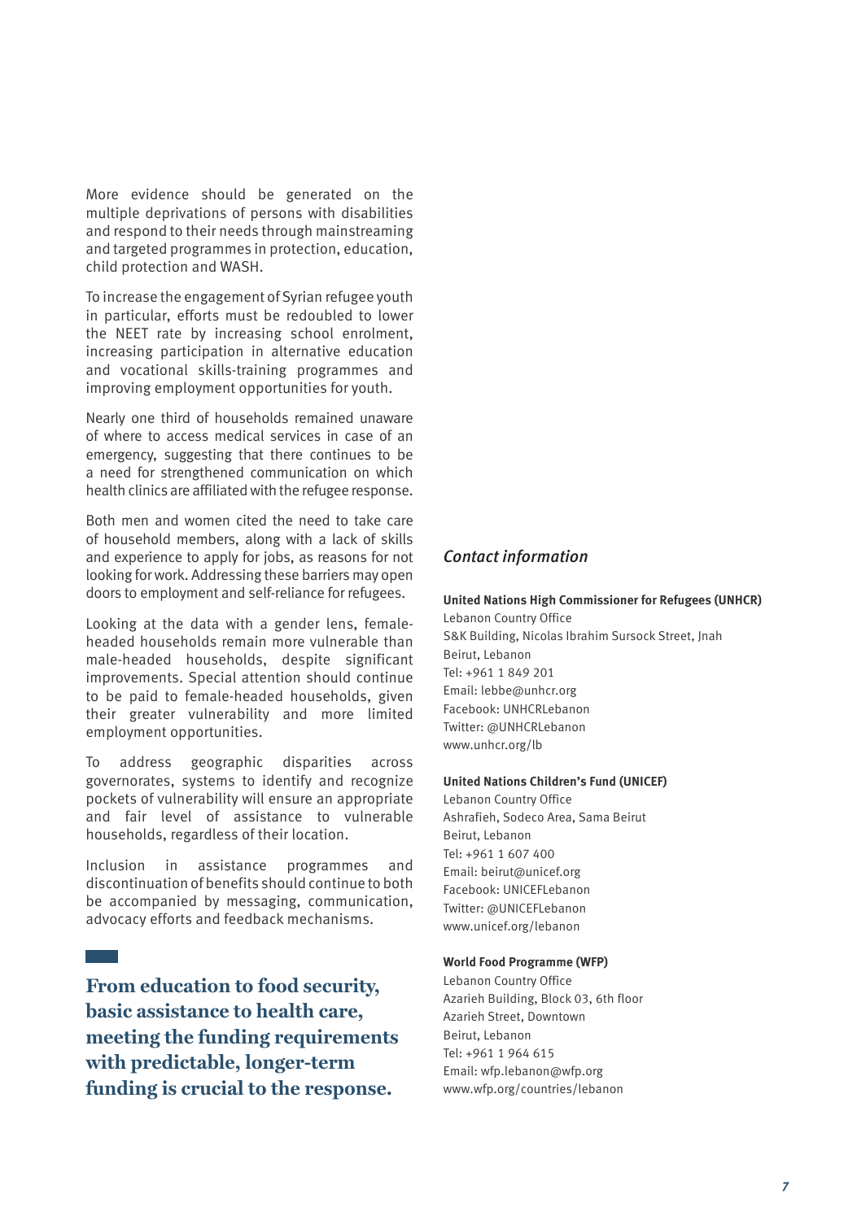More evidence should be generated on the multiple deprivations of persons with disabilities and respond to their needs through mainstreaming and targeted programmes in protection, education, child protection and WASH.

To increase the engagement of Syrian refugee youth in particular, efforts must be redoubled to lower the NEET rate by increasing school enrolment, increasing participation in alternative education and vocational skills-training programmes and improving employment opportunities for youth.

Nearly one third of households remained unaware of where to access medical services in case of an emergency, suggesting that there continues to be a need for strengthened communication on which health clinics are affiliated with the refugee response.

Both men and women cited the need to take care of household members, along with a lack of skills and experience to apply for jobs, as reasons for not looking for work. Addressing these barriers may open doors to employment and self-reliance for refugees.

Looking at the data with a gender lens, female-headed households remain more vulnerable than male-headed households, despite significant improvements. Special attention should continue to be paid to female-headed households, given their greater vulnerability and more limited employment opportunities.

To address geographic disparities across governorates, systems to identify and recognize pockets of vulnerability will ensure an appropriate and fair level of assistance to vulnerable households, regardless of their location.

Inclusion in assistance programmes and discontinuation of benefits should continue to both be accompanied by messaging, communication, advocacy efforts and feedback mechanisms.

**From education to food security, basic assistance to health care, meeting the funding requirements with predictable, longer-term funding is crucial to the response.**

## *Contact information*

**United Nations High Commissioner for Refugees (UNHCR)**
Lebanon Country Office
S&K Building, Nicolas Ibrahim Sursock Street, Jnah
Beirut, Lebanon
Tel: +961 1 849 201
Email: lebbe@unhcr.org
Facebook: UNHCRLebanon
Twitter: @UNHCRLebanon
www.unhcr.org/lb

**United Nations Children's Fund (UNICEF)**
Lebanon Country Office
Ashrafieh, Sodeco Area, Sama Beirut
Beirut, Lebanon
Tel: +961 1 607 400
Email: beirut@unicef.org
Facebook: UNICEFLebanon
Twitter: @UNICEFLebanon
www.unicef.org/lebanon

**World Food Programme (WFP)**
Lebanon Country Office
Azarieh Building, Block 03, 6th floor
Azarieh Street, Downtown
Beirut, Lebanon
Tel: +961 1 964 615
Email: wfp.lebanon@wfp.org
www.wfp.org/countries/lebanon